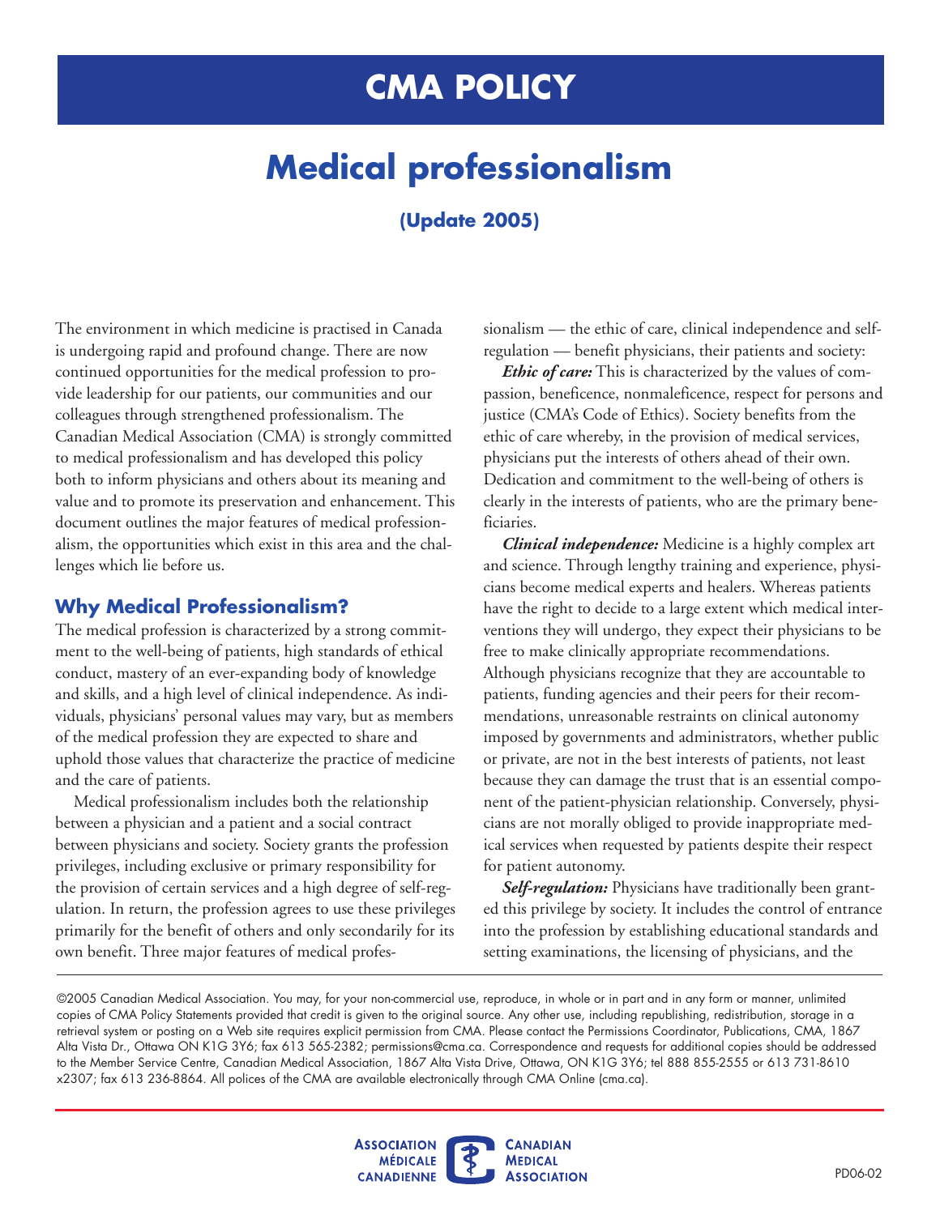# CMA POLICY

# Medical professionalism

**(Update 2005)**

The environment in which medicine is practised in Canada is undergoing rapid and profound change. There are now continued opportunities for the medical profession to provide leadership for our patients, our communities and our colleagues through strengthened professionalism. The Canadian Medical Association (CMA) is strongly committed to medical professionalism and has developed this policy both to inform physicians and others about its meaning and value and to promote its preservation and enhancement. This document outlines the major features of medical professionalism, the opportunities which exist in this area and the challenges which lie before us.

## Why Medical Professionalism?

The medical profession is characterized by a strong commitment to the well-being of patients, high standards of ethical conduct, mastery of an ever-expanding body of knowledge and skills, and a high level of clinical independence. As individuals, physicians' personal values may vary, but as members of the medical profession they are expected to share and uphold those values that characterize the practice of medicine and the care of patients.

Medical professionalism includes both the relationship between a physician and a patient and a social contract between physicians and society. Society grants the profession privileges, including exclusive or primary responsibility for the provision of certain services and a high degree of self-regulation. In return, the profession agrees to use these privileges primarily for the benefit of others and only secondarily for its own benefit. Three major features of medical professionalism — the ethic of care, clinical independence and self-regulation — benefit physicians, their patients and society:

***Ethic of care:*** This is characterized by the values of compassion, beneficence, nonmaleficence, respect for persons and justice (CMA's Code of Ethics). Society benefits from the ethic of care whereby, in the provision of medical services, physicians put the interests of others ahead of their own. Dedication and commitment to the well-being of others is clearly in the interests of patients, who are the primary beneficiaries.

***Clinical independence:*** Medicine is a highly complex art and science. Through lengthy training and experience, physicians become medical experts and healers. Whereas patients have the right to decide to a large extent which medical interventions they will undergo, they expect their physicians to be free to make clinically appropriate recommendations. Although physicians recognize that they are accountable to patients, funding agencies and their peers for their recommendations, unreasonable restraints on clinical autonomy imposed by governments and administrators, whether public or private, are not in the best interests of patients, not least because they can damage the trust that is an essential component of the patient-physician relationship. Conversely, physicians are not morally obliged to provide inappropriate medical services when requested by patients despite their respect for patient autonomy.

***Self-regulation:*** Physicians have traditionally been granted this privilege by society. It includes the control of entrance into the profession by establishing educational standards and setting examinations, the licensing of physicians, and the

©2005 Canadian Medical Association. You may, for your non-commercial use, reproduce, in whole or in part and in any form or manner, unlimited copies of CMA Policy Statements provided that credit is given to the original source. Any other use, including republishing, redistribution, storage in a retrieval system or posting on a Web site requires explicit permission from CMA. Please contact the Permissions Coordinator, Publications, CMA, 1867 Alta Vista Dr., Ottawa ON K1G 3Y6; fax 613 565-2382; permissions@cma.ca. Correspondence and requests for additional copies should be addressed to the Member Service Centre, Canadian Medical Association, 1867 Alta Vista Drive, Ottawa, ON K1G 3Y6; tel 888 855-2555 or 613 731-8610 x2307; fax 613 236-8864. All polices of the CMA are available electronically through CMA Online (cma.ca).

PD06-02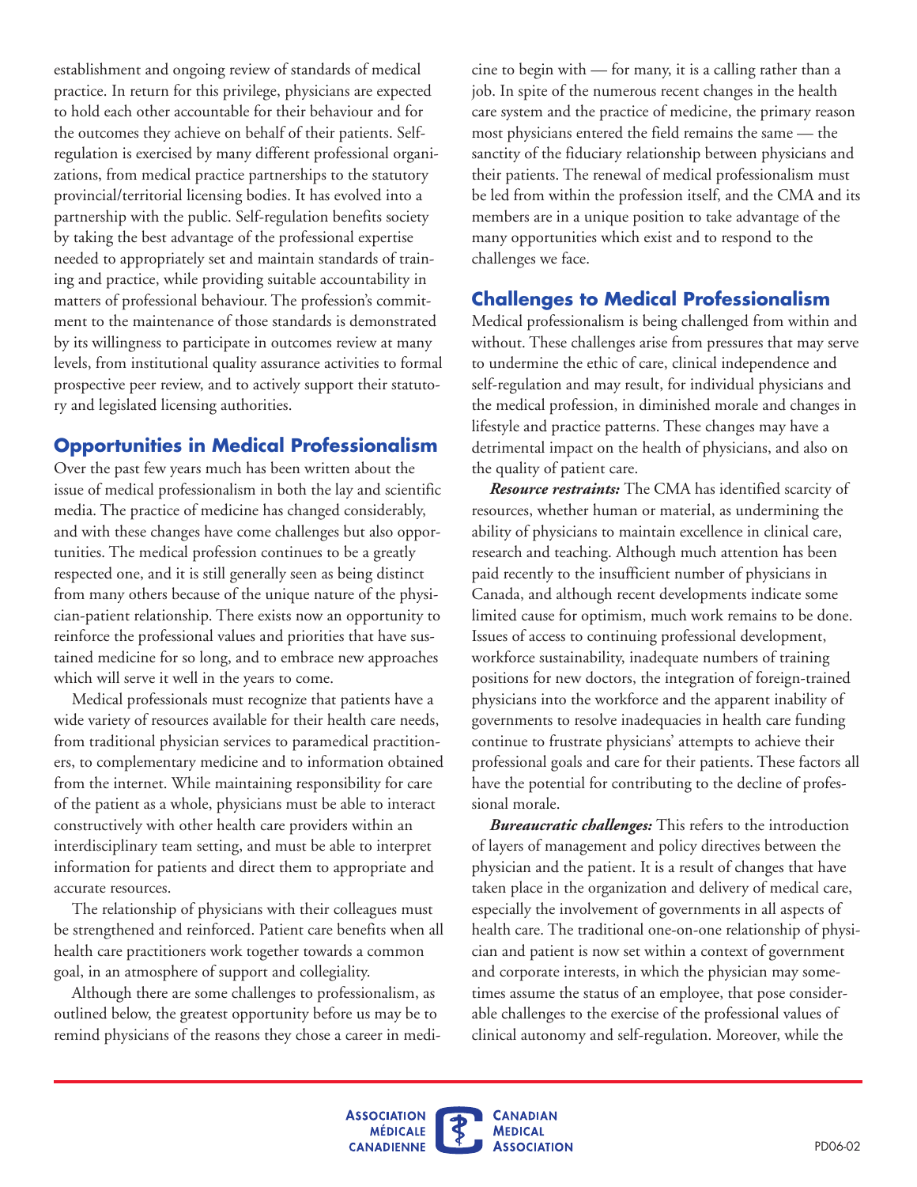establishment and ongoing review of standards of medical practice. In return for this privilege, physicians are expected to hold each other accountable for their behaviour and for the outcomes they achieve on behalf of their patients. Self-regulation is exercised by many different professional organizations, from medical practice partnerships to the statutory provincial/territorial licensing bodies. It has evolved into a partnership with the public. Self-regulation benefits society by taking the best advantage of the professional expertise needed to appropriately set and maintain standards of training and practice, while providing suitable accountability in matters of professional behaviour. The profession's commitment to the maintenance of those standards is demonstrated by its willingness to participate in outcomes review at many levels, from institutional quality assurance activities to formal prospective peer review, and to actively support their statutory and legislated licensing authorities.

## Opportunities in Medical Professionalism

Over the past few years much has been written about the issue of medical professionalism in both the lay and scientific media. The practice of medicine has changed considerably, and with these changes have come challenges but also opportunities. The medical profession continues to be a greatly respected one, and it is still generally seen as being distinct from many others because of the unique nature of the physician-patient relationship. There exists now an opportunity to reinforce the professional values and priorities that have sustained medicine for so long, and to embrace new approaches which will serve it well in the years to come.

Medical professionals must recognize that patients have a wide variety of resources available for their health care needs, from traditional physician services to paramedical practitioners, to complementary medicine and to information obtained from the internet. While maintaining responsibility for care of the patient as a whole, physicians must be able to interact constructively with other health care providers within an interdisciplinary team setting, and must be able to interpret information for patients and direct them to appropriate and accurate resources.

The relationship of physicians with their colleagues must be strengthened and reinforced. Patient care benefits when all health care practitioners work together towards a common goal, in an atmosphere of support and collegiality.

Although there are some challenges to professionalism, as outlined below, the greatest opportunity before us may be to remind physicians of the reasons they chose a career in medicine to begin with — for many, it is a calling rather than a job. In spite of the numerous recent changes in the health care system and the practice of medicine, the primary reason most physicians entered the field remains the same — the sanctity of the fiduciary relationship between physicians and their patients. The renewal of medical professionalism must be led from within the profession itself, and the CMA and its members are in a unique position to take advantage of the many opportunities which exist and to respond to the challenges we face.

## Challenges to Medical Professionalism

Medical professionalism is being challenged from within and without. These challenges arise from pressures that may serve to undermine the ethic of care, clinical independence and self-regulation and may result, for individual physicians and the medical profession, in diminished morale and changes in lifestyle and practice patterns. These changes may have a detrimental impact on the health of physicians, and also on the quality of patient care.

***Resource restraints:*** The CMA has identified scarcity of resources, whether human or material, as undermining the ability of physicians to maintain excellence in clinical care, research and teaching. Although much attention has been paid recently to the insufficient number of physicians in Canada, and although recent developments indicate some limited cause for optimism, much work remains to be done. Issues of access to continuing professional development, workforce sustainability, inadequate numbers of training positions for new doctors, the integration of foreign-trained physicians into the workforce and the apparent inability of governments to resolve inadequacies in health care funding continue to frustrate physicians' attempts to achieve their professional goals and care for their patients. These factors all have the potential for contributing to the decline of professional morale.

***Bureaucratic challenges:*** This refers to the introduction of layers of management and policy directives between the physician and the patient. It is a result of changes that have taken place in the organization and delivery of medical care, especially the involvement of governments in all aspects of health care. The traditional one-on-one relationship of physician and patient is now set within a context of government and corporate interests, in which the physician may sometimes assume the status of an employee, that pose considerable challenges to the exercise of the professional values of clinical autonomy and self-regulation. Moreover, while the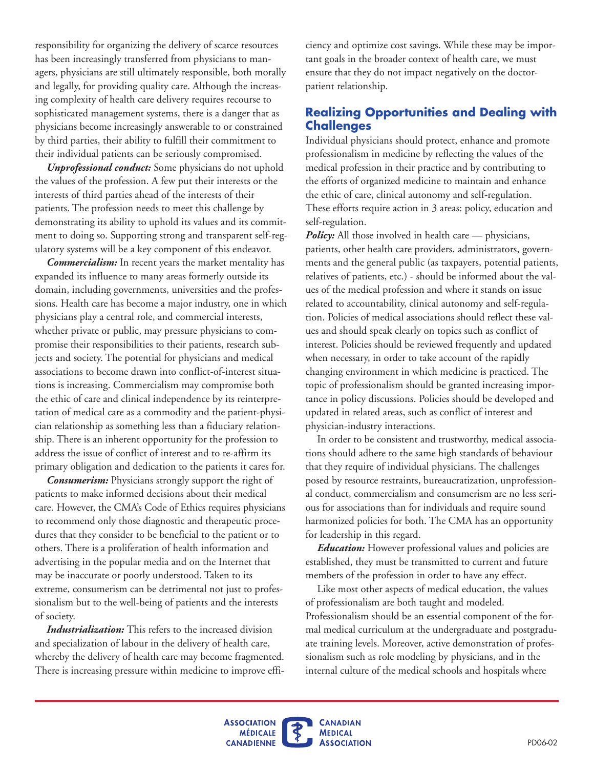responsibility for organizing the delivery of scarce resources has been increasingly transferred from physicians to managers, physicians are still ultimately responsible, both morally and legally, for providing quality care. Although the increasing complexity of health care delivery requires recourse to sophisticated management systems, there is a danger that as physicians become increasingly answerable to or constrained by third parties, their ability to fulfill their commitment to their individual patients can be seriously compromised.

***Unprofessional conduct:*** Some physicians do not uphold the values of the profession. A few put their interests or the interests of third parties ahead of the interests of their patients. The profession needs to meet this challenge by demonstrating its ability to uphold its values and its commitment to doing so. Supporting strong and transparent self-regulatory systems will be a key component of this endeavor.

***Commercialism:*** In recent years the market mentality has expanded its influence to many areas formerly outside its domain, including governments, universities and the professions. Health care has become a major industry, one in which physicians play a central role, and commercial interests, whether private or public, may pressure physicians to compromise their responsibilities to their patients, research subjects and society. The potential for physicians and medical associations to become drawn into conflict-of-interest situations is increasing. Commercialism may compromise both the ethic of care and clinical independence by its reinterpretation of medical care as a commodity and the patient-physician relationship as something less than a fiduciary relationship. There is an inherent opportunity for the profession to address the issue of conflict of interest and to re-affirm its primary obligation and dedication to the patients it cares for.

***Consumerism:*** Physicians strongly support the right of patients to make informed decisions about their medical care. However, the CMA's Code of Ethics requires physicians to recommend only those diagnostic and therapeutic procedures that they consider to be beneficial to the patient or to others. There is a proliferation of health information and advertising in the popular media and on the Internet that may be inaccurate or poorly understood. Taken to its extreme, consumerism can be detrimental not just to professionalism but to the well-being of patients and the interests of society.

***Industrialization:*** This refers to the increased division and specialization of labour in the delivery of health care, whereby the delivery of health care may become fragmented. There is increasing pressure within medicine to improve efficiency and optimize cost savings. While these may be important goals in the broader context of health care, we must ensure that they do not impact negatively on the doctor-patient relationship.

## Realizing Opportunities and Dealing with Challenges

Individual physicians should protect, enhance and promote professionalism in medicine by reflecting the values of the medical profession in their practice and by contributing to the efforts of organized medicine to maintain and enhance the ethic of care, clinical autonomy and self-regulation. These efforts require action in 3 areas: policy, education and self-regulation.

***Policy:*** All those involved in health care — physicians, patients, other health care providers, administrators, governments and the general public (as taxpayers, potential patients, relatives of patients, etc.) - should be informed about the values of the medical profession and where it stands on issue related to accountability, clinical autonomy and self-regulation. Policies of medical associations should reflect these values and should speak clearly on topics such as conflict of interest. Policies should be reviewed frequently and updated when necessary, in order to take account of the rapidly changing environment in which medicine is practiced. The topic of professionalism should be granted increasing importance in policy discussions. Policies should be developed and updated in related areas, such as conflict of interest and physician-industry interactions.

In order to be consistent and trustworthy, medical associations should adhere to the same high standards of behaviour that they require of individual physicians. The challenges posed by resource restraints, bureaucratization, unprofessional conduct, commercialism and consumerism are no less serious for associations than for individuals and require sound harmonized policies for both. The CMA has an opportunity for leadership in this regard.

***Education:*** However professional values and policies are established, they must be transmitted to current and future members of the profession in order to have any effect.

Like most other aspects of medical education, the values of professionalism are both taught and modeled. Professionalism should be an essential component of the formal medical curriculum at the undergraduate and postgraduate training levels. Moreover, active demonstration of professionalism such as role modeling by physicians, and in the internal culture of the medical schools and hospitals where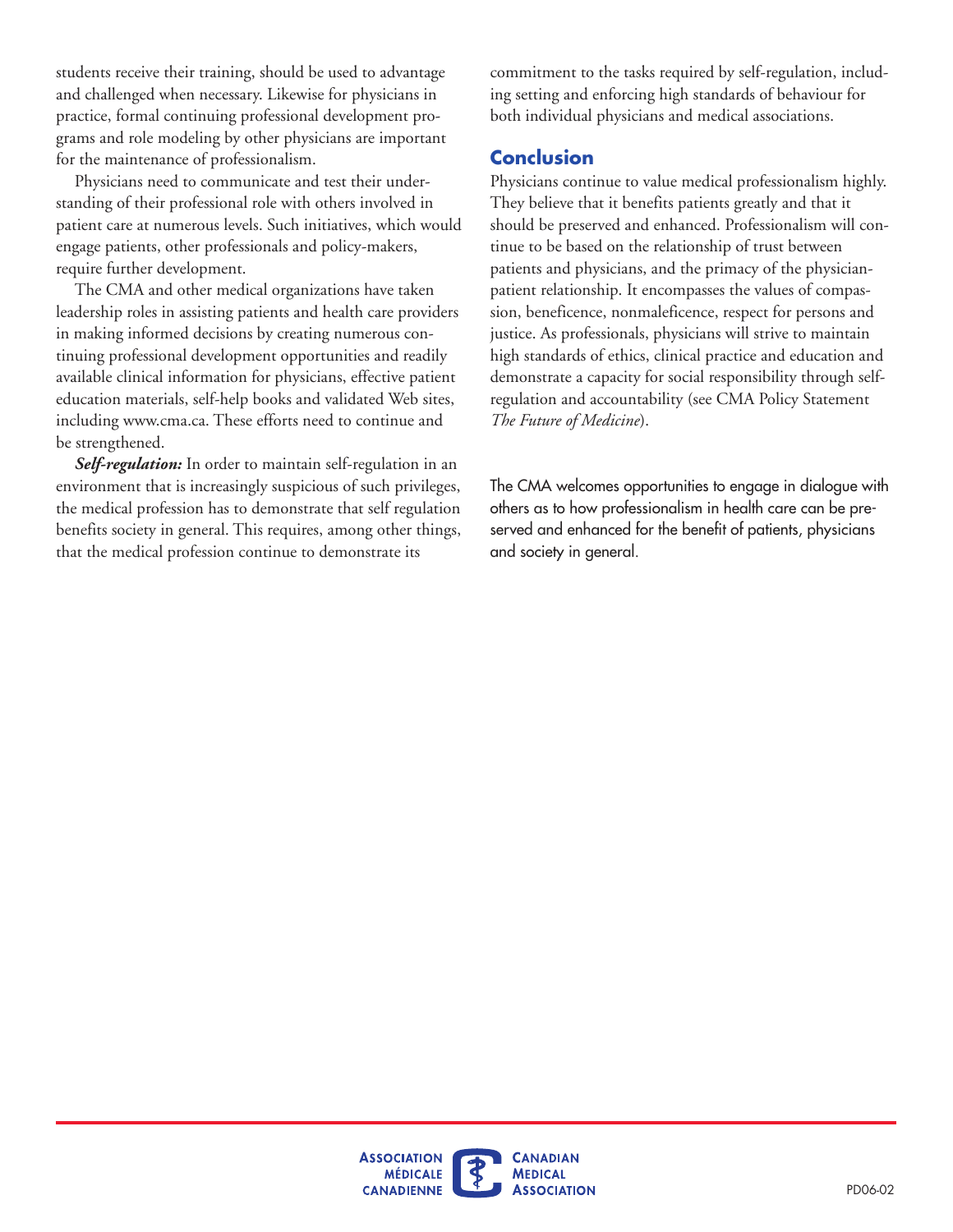students receive their training, should be used to advantage and challenged when necessary. Likewise for physicians in practice, formal continuing professional development programs and role modeling by other physicians are important for the maintenance of professionalism.

Physicians need to communicate and test their understanding of their professional role with others involved in patient care at numerous levels. Such initiatives, which would engage patients, other professionals and policy-makers, require further development.

The CMA and other medical organizations have taken leadership roles in assisting patients and health care providers in making informed decisions by creating numerous continuing professional development opportunities and readily available clinical information for physicians, effective patient education materials, self-help books and validated Web sites, including www.cma.ca. These efforts need to continue and be strengthened.

***Self-regulation:*** In order to maintain self-regulation in an environment that is increasingly suspicious of such privileges, the medical profession has to demonstrate that self regulation benefits society in general. This requires, among other things, that the medical profession continue to demonstrate its commitment to the tasks required by self-regulation, including setting and enforcing high standards of behaviour for both individual physicians and medical associations.

## Conclusion

Physicians continue to value medical professionalism highly. They believe that it benefits patients greatly and that it should be preserved and enhanced. Professionalism will continue to be based on the relationship of trust between patients and physicians, and the primacy of the physician-patient relationship. It encompasses the values of compassion, beneficence, nonmaleficence, respect for persons and justice. As professionals, physicians will strive to maintain high standards of ethics, clinical practice and education and demonstrate a capacity for social responsibility through self-regulation and accountability (see CMA Policy Statement *The Future of Medicine*).

The CMA welcomes opportunities to engage in dialogue with others as to how professionalism in health care can be preserved and enhanced for the benefit of patients, physicians and society in general.

ASSOCIATION MÉDICALE CANADIENNE | CANADIAN MEDICAL ASSOCIATION

PD06-02